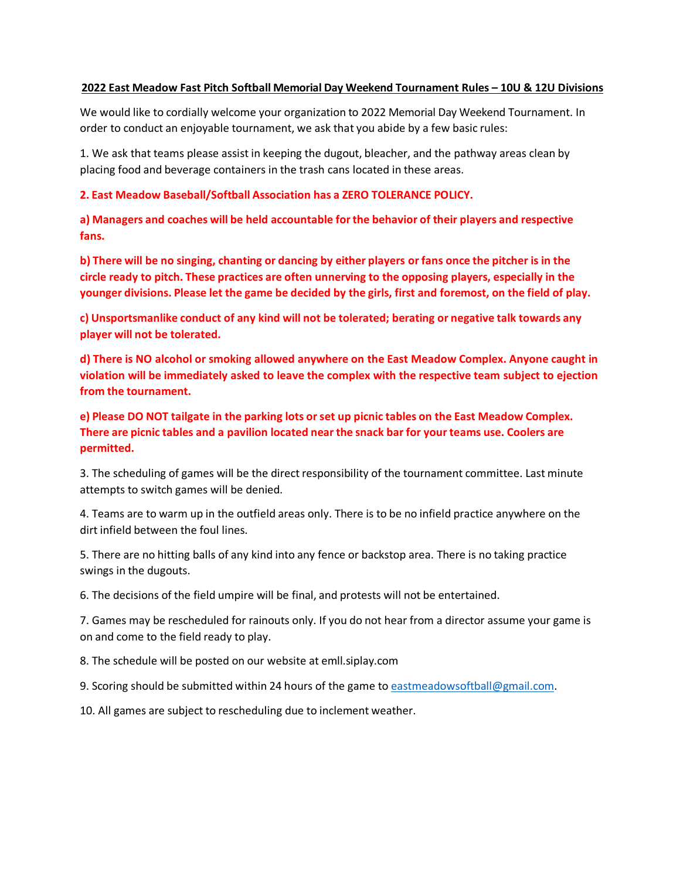## 2022 East Meadow Fast Pitch Softball Memorial Day Weekend Tournament Rules – 10U & 12U Divisions

We would like to cordially welcome your organization to 2022 Memorial Day Weekend Tournament. In order to conduct an enjoyable tournament, we ask that you abide by a few basic rules:

1. We ask that teams please assist in keeping the dugout, bleacher, and the pathway areas clean by placing food and beverage containers in the trash cans located in these areas.

**2. East Meadow Baseball/Softball Association has a ZERO TOLERANCE POLICY.**

**a) Managers and coaches will be held accountable for the behavior of their players and respective fans.**

**b) There will be no singing, chanting or dancing by either players or fans once the pitcher is in the circle ready to pitch. These practices are often unnerving to the opposing players, especially in the younger divisions. Please let the game be decided by the girls, first and foremost, on the field of play.**

**c) Unsportsmanlike conduct of any kind will not be tolerated; berating or negative talk towards any player will not be tolerated.**

**d) There is NO alcohol or smoking allowed anywhere on the East Meadow Complex. Anyone caught in violation will be immediately asked to leave the complex with the respective team subject to ejection from the tournament.**

**e) Please DO NOT tailgate in the parking lots or set up picnic tables on the East Meadow Complex. There are picnic tables and a pavilion located near the snack bar for your teams use. Coolers are permitted.**

3. The scheduling of games will be the direct responsibility of the tournament committee. Last minute attempts to switch games will be denied.

4. Teams are to warm up in the outfield areas only. There is to be no infield practice anywhere on the dirt infield between the foul lines.

5. There are no hitting balls of any kind into any fence or backstop area. There is no taking practice swings in the dugouts.

6. The decisions of the field umpire will be final, and protests will not be entertained.

7. Games may be rescheduled for rainouts only. If you do not hear from a director assume your game is on and come to the field ready to play.

8. The schedule will be posted on our website at emll.siplay.com

9. Scoring should be submitted within 24 hours of the game to [eastmeadowsoftball@gmail.com](mailto:eastmeadowsoftball@gmail.com).

10. All games are subject to rescheduling due to inclement weather.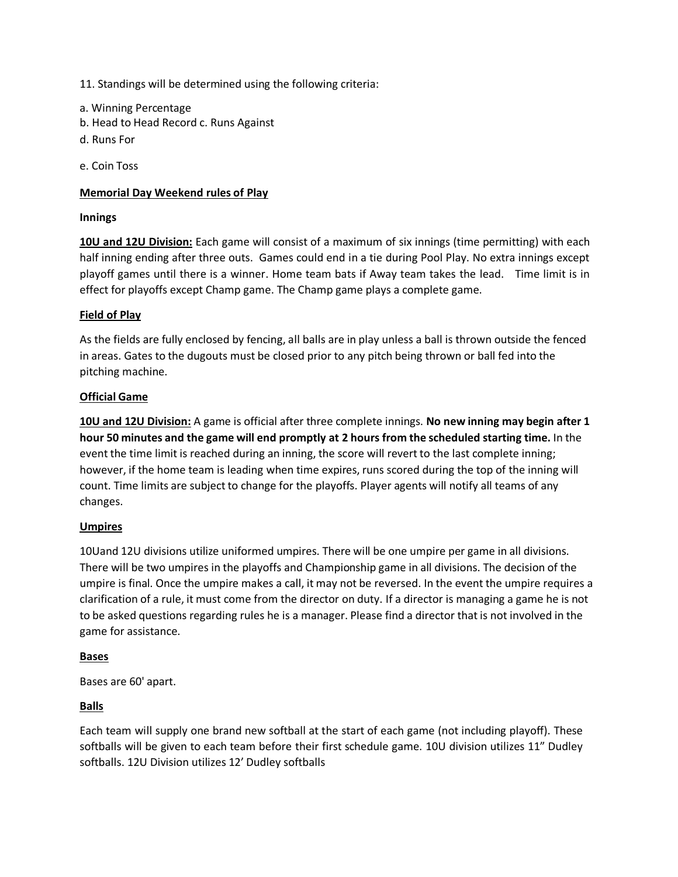11. Standings will be determined using the following criteria:

a. Winning Percentage
b. Head to Head Record c. Runs Against
d. Runs For

e. Coin Toss

**Memorial Day Weekend rules of Play**

**Innings**

**10U and 12U Division:** Each game will consist of a maximum of six innings (time permitting) with each half inning ending after three outs. Games could end in a tie during Pool Play. No extra innings except playoff games until there is a winner. Home team bats if Away team takes the lead. Time limit is in effect for playoffs except Champ game. The Champ game plays a complete game.

**Field of Play**

As the fields are fully enclosed by fencing, all balls are in play unless a ball is thrown outside the fenced in areas. Gates to the dugouts must be closed prior to any pitch being thrown or ball fed into the pitching machine.

**Official Game**

**10U and 12U Division:** A game is official after three complete innings. **No new inning may begin after 1 hour 50 minutes and the game will end promptly at 2 hours from the scheduled starting time.** In the event the time limit is reached during an inning, the score will revert to the last complete inning; however, if the home team is leading when time expires, runs scored during the top of the inning will count. Time limits are subject to change for the playoffs. Player agents will notify all teams of any changes.

**Umpires**

10Uand 12U divisions utilize uniformed umpires. There will be one umpire per game in all divisions. There will be two umpires in the playoffs and Championship game in all divisions. The decision of the umpire is final. Once the umpire makes a call, it may not be reversed. In the event the umpire requires a clarification of a rule, it must come from the director on duty. If a director is managing a game he is not to be asked questions regarding rules he is a manager. Please find a director that is not involved in the game for assistance.

**Bases**

Bases are 60' apart.

**Balls**

Each team will supply one brand new softball at the start of each game (not including playoff). These softballs will be given to each team before their first schedule game. 10U division utilizes 11" Dudley softballs. 12U Division utilizes 12' Dudley softballs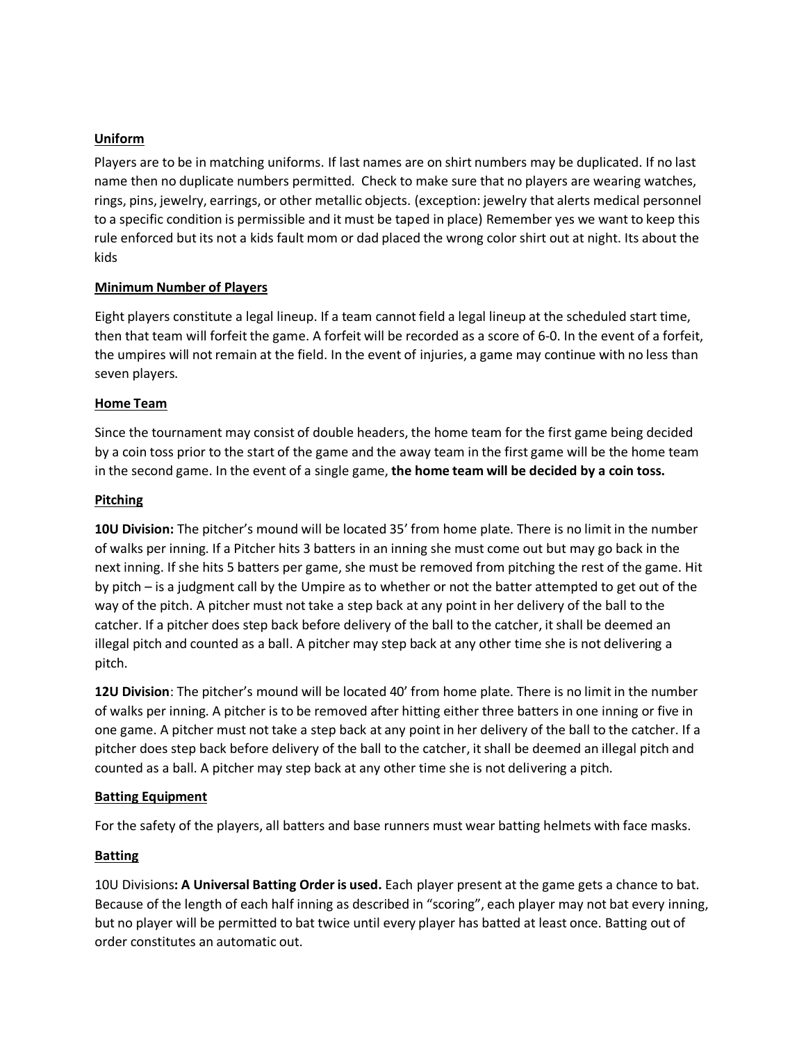**Uniform**

Players are to be in matching uniforms. If last names are on shirt numbers may be duplicated. If no last name then no duplicate numbers permitted. Check to make sure that no players are wearing watches, rings, pins, jewelry, earrings, or other metallic objects. (exception: jewelry that alerts medical personnel to a specific condition is permissible and it must be taped in place) Remember yes we want to keep this rule enforced but its not a kids fault mom or dad placed the wrong color shirt out at night. Its about the kids

**Minimum Number of Players**

Eight players constitute a legal lineup. If a team cannot field a legal lineup at the scheduled start time, then that team will forfeit the game. A forfeit will be recorded as a score of 6-0. In the event of a forfeit, the umpires will not remain at the field. In the event of injuries, a game may continue with no less than seven players.

**Home Team**

Since the tournament may consist of double headers, the home team for the first game being decided by a coin toss prior to the start of the game and the away team in the first game will be the home team in the second game. In the event of a single game, **the home team will be decided by a coin toss.**

**Pitching**

**10U Division:** The pitcher's mound will be located 35' from home plate. There is no limit in the number of walks per inning. If a Pitcher hits 3 batters in an inning she must come out but may go back in the next inning. If she hits 5 batters per game, she must be removed from pitching the rest of the game. Hit by pitch – is a judgment call by the Umpire as to whether or not the batter attempted to get out of the way of the pitch. A pitcher must not take a step back at any point in her delivery of the ball to the catcher. If a pitcher does step back before delivery of the ball to the catcher, it shall be deemed an illegal pitch and counted as a ball. A pitcher may step back at any other time she is not delivering a pitch.

**12U Division**: The pitcher's mound will be located 40' from home plate. There is no limit in the number of walks per inning. A pitcher is to be removed after hitting either three batters in one inning or five in one game. A pitcher must not take a step back at any point in her delivery of the ball to the catcher. If a pitcher does step back before delivery of the ball to the catcher, it shall be deemed an illegal pitch and counted as a ball. A pitcher may step back at any other time she is not delivering a pitch.

**Batting Equipment**

For the safety of the players, all batters and base runners must wear batting helmets with face masks.

**Batting**

10U Divisions**: A Universal Batting Order is used.** Each player present at the game gets a chance to bat. Because of the length of each half inning as described in "scoring", each player may not bat every inning, but no player will be permitted to bat twice until every player has batted at least once. Batting out of order constitutes an automatic out.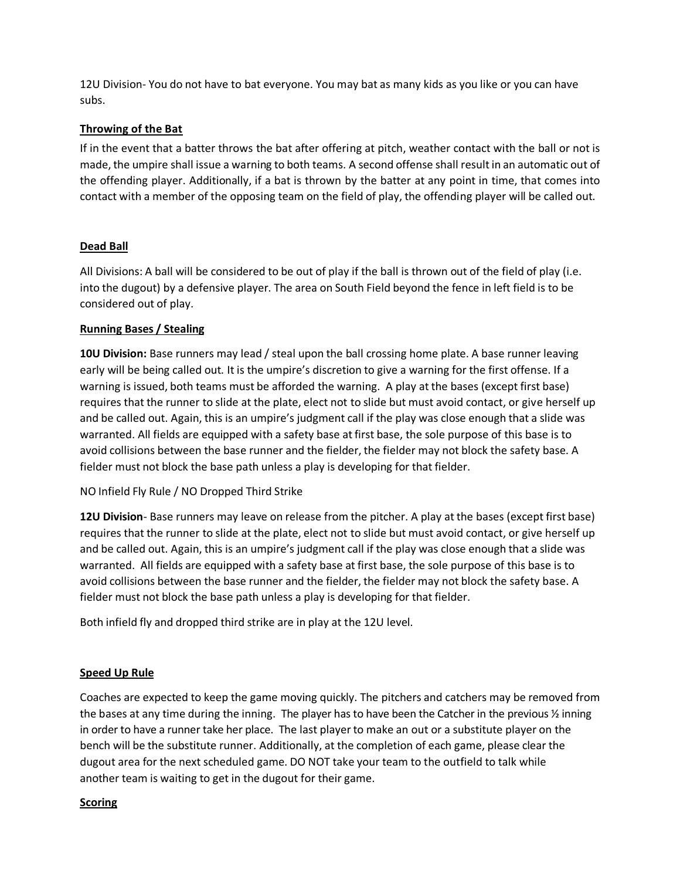12U Division- You do not have to bat everyone. You may bat as many kids as you like or you can have subs.

**Throwing of the Bat**

If in the event that a batter throws the bat after offering at pitch, weather contact with the ball or not is made, the umpire shall issue a warning to both teams. A second offense shall result in an automatic out of the offending player. Additionally, if a bat is thrown by the batter at any point in time, that comes into contact with a member of the opposing team on the field of play, the offending player will be called out.

**Dead Ball**

All Divisions: A ball will be considered to be out of play if the ball is thrown out of the field of play (i.e. into the dugout) by a defensive player. The area on South Field beyond the fence in left field is to be considered out of play.

**Running Bases / Stealing**

**10U Division:** Base runners may lead / steal upon the ball crossing home plate. A base runner leaving early will be being called out. It is the umpire's discretion to give a warning for the first offense. If a warning is issued, both teams must be afforded the warning. A play at the bases (except first base) requires that the runner to slide at the plate, elect not to slide but must avoid contact, or give herself up and be called out. Again, this is an umpire's judgment call if the play was close enough that a slide was warranted. All fields are equipped with a safety base at first base, the sole purpose of this base is to avoid collisions between the base runner and the fielder, the fielder may not block the safety base. A fielder must not block the base path unless a play is developing for that fielder.

NO Infield Fly Rule / NO Dropped Third Strike

**12U Division**- Base runners may leave on release from the pitcher. A play at the bases (except first base) requires that the runner to slide at the plate, elect not to slide but must avoid contact, or give herself up and be called out. Again, this is an umpire's judgment call if the play was close enough that a slide was warranted. All fields are equipped with a safety base at first base, the sole purpose of this base is to avoid collisions between the base runner and the fielder, the fielder may not block the safety base. A fielder must not block the base path unless a play is developing for that fielder.

Both infield fly and dropped third strike are in play at the 12U level.

**Speed Up Rule**

Coaches are expected to keep the game moving quickly. The pitchers and catchers may be removed from the bases at any time during the inning. The player has to have been the Catcher in the previous ½ inning in order to have a runner take her place. The last player to make an out or a substitute player on the bench will be the substitute runner. Additionally, at the completion of each game, please clear the dugout area for the next scheduled game. DO NOT take your team to the outfield to talk while another team is waiting to get in the dugout for their game.

**Scoring**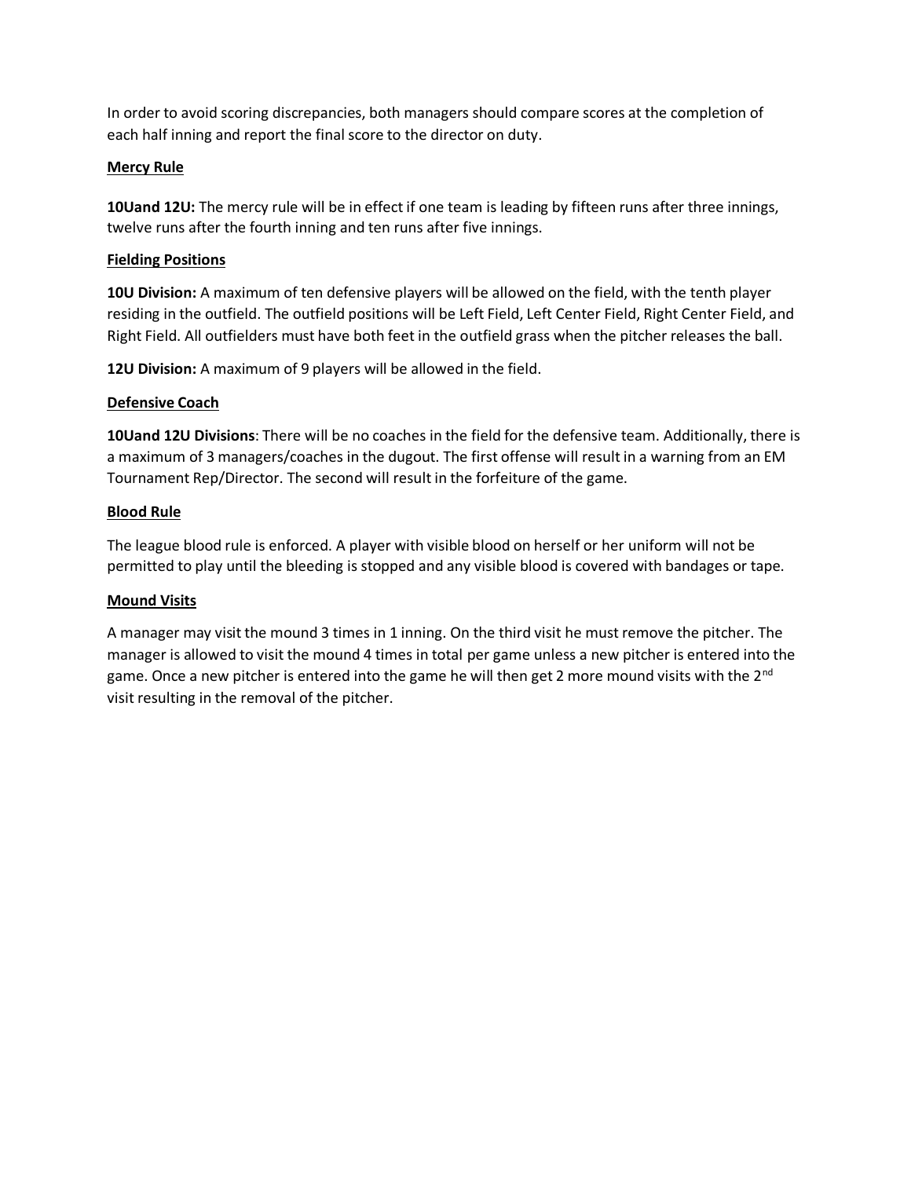In order to avoid scoring discrepancies, both managers should compare scores at the completion of each half inning and report the final score to the director on duty.

**Mercy Rule**

**10Uand 12U:** The mercy rule will be in effect if one team is leading by fifteen runs after three innings, twelve runs after the fourth inning and ten runs after five innings.

**Fielding Positions**

**10U Division:** A maximum of ten defensive players will be allowed on the field, with the tenth player residing in the outfield. The outfield positions will be Left Field, Left Center Field, Right Center Field, and Right Field. All outfielders must have both feet in the outfield grass when the pitcher releases the ball.

**12U Division:** A maximum of 9 players will be allowed in the field.

**Defensive Coach**

**10Uand 12U Divisions**: There will be no coaches in the field for the defensive team. Additionally, there is a maximum of 3 managers/coaches in the dugout. The first offense will result in a warning from an EM Tournament Rep/Director. The second will result in the forfeiture of the game.

**Blood Rule**

The league blood rule is enforced. A player with visible blood on herself or her uniform will not be permitted to play until the bleeding is stopped and any visible blood is covered with bandages or tape.

**Mound Visits**

A manager may visit the mound 3 times in 1 inning. On the third visit he must remove the pitcher. The manager is allowed to visit the mound 4 times in total per game unless a new pitcher is entered into the game. Once a new pitcher is entered into the game he will then get 2 more mound visits with the 2nd visit resulting in the removal of the pitcher.